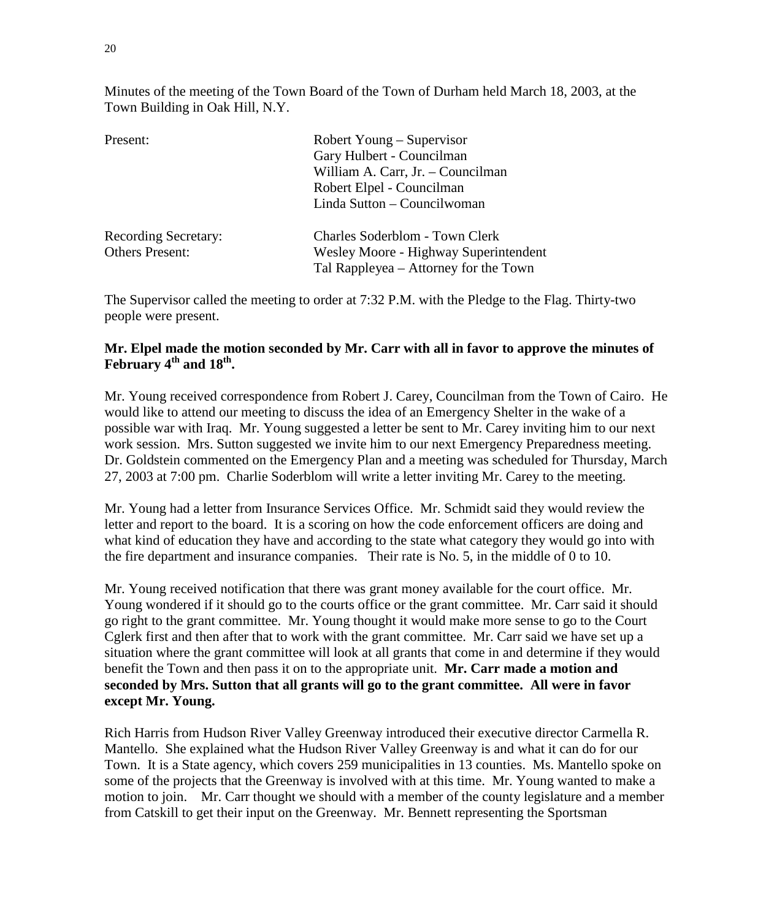Minutes of the meeting of the Town Board of the Town of Durham held March 18, 2003, at the Town Building in Oak Hill, N.Y.

| | |
|---|---|
| Present: | Robert Young – Supervisor<br>Gary Hulbert - Councilman<br>William A. Carr, Jr. – Councilman<br>Robert Elpel - Councilman<br>Linda Sutton – Councilwoman |
| Recording Secretary: | Charles Soderblom - Town Clerk |
| Others Present: | Wesley Moore - Highway Superintendent<br>Tal Rappleyea – Attorney for the Town |

The Supervisor called the meeting to order at 7:32 P.M. with the Pledge to the Flag. Thirty-two people were present.

**Mr. Elpel made the motion seconded by Mr. Carr with all in favor to approve the minutes of February 4th and 18th.**

Mr. Young received correspondence from Robert J. Carey, Councilman from the Town of Cairo. He would like to attend our meeting to discuss the idea of an Emergency Shelter in the wake of a possible war with Iraq. Mr. Young suggested a letter be sent to Mr. Carey inviting him to our next work session. Mrs. Sutton suggested we invite him to our next Emergency Preparedness meeting. Dr. Goldstein commented on the Emergency Plan and a meeting was scheduled for Thursday, March 27, 2003 at 7:00 pm. Charlie Soderblom will write a letter inviting Mr. Carey to the meeting.

Mr. Young had a letter from Insurance Services Office. Mr. Schmidt said they would review the letter and report to the board. It is a scoring on how the code enforcement officers are doing and what kind of education they have and according to the state what category they would go into with the fire department and insurance companies. Their rate is No. 5, in the middle of 0 to 10.

Mr. Young received notification that there was grant money available for the court office. Mr. Young wondered if it should go to the courts office or the grant committee. Mr. Carr said it should go right to the grant committee. Mr. Young thought it would make more sense to go to the Court Cglerk first and then after that to work with the grant committee. Mr. Carr said we have set up a situation where the grant committee will look at all grants that come in and determine if they would benefit the Town and then pass it on to the appropriate unit. **Mr. Carr made a motion and seconded by Mrs. Sutton that all grants will go to the grant committee. All were in favor except Mr. Young.**

Rich Harris from Hudson River Valley Greenway introduced their executive director Carmella R. Mantello. She explained what the Hudson River Valley Greenway is and what it can do for our Town. It is a State agency, which covers 259 municipalities in 13 counties. Ms. Mantello spoke on some of the projects that the Greenway is involved with at this time. Mr. Young wanted to make a motion to join. Mr. Carr thought we should with a member of the county legislature and a member from Catskill to get their input on the Greenway. Mr. Bennett representing the Sportsman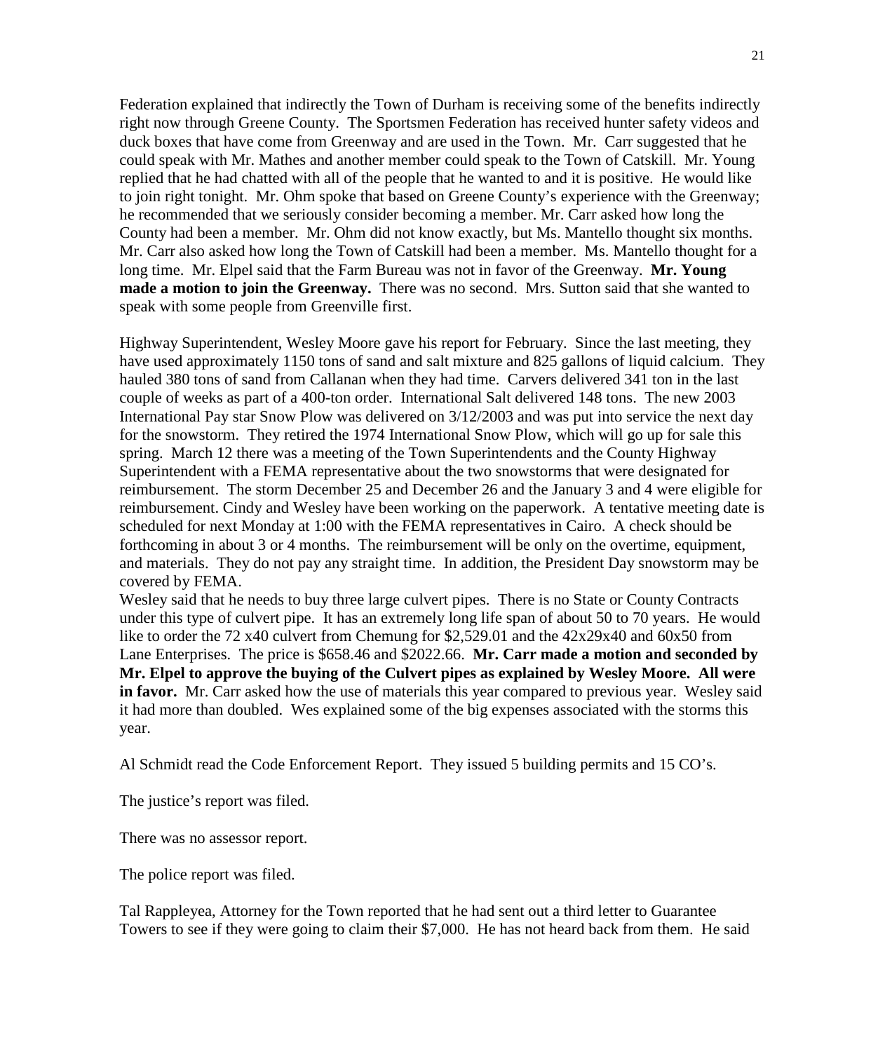Federation explained that indirectly the Town of Durham is receiving some of the benefits indirectly right now through Greene County. The Sportsmen Federation has received hunter safety videos and duck boxes that have come from Greenway and are used in the Town. Mr. Carr suggested that he could speak with Mr. Mathes and another member could speak to the Town of Catskill. Mr. Young replied that he had chatted with all of the people that he wanted to and it is positive. He would like to join right tonight. Mr. Ohm spoke that based on Greene County's experience with the Greenway; he recommended that we seriously consider becoming a member. Mr. Carr asked how long the County had been a member. Mr. Ohm did not know exactly, but Ms. Mantello thought six months. Mr. Carr also asked how long the Town of Catskill had been a member. Ms. Mantello thought for a long time. Mr. Elpel said that the Farm Bureau was not in favor of the Greenway. **Mr. Young made a motion to join the Greenway.** There was no second. Mrs. Sutton said that she wanted to speak with some people from Greenville first.

Highway Superintendent, Wesley Moore gave his report for February. Since the last meeting, they have used approximately 1150 tons of sand and salt mixture and 825 gallons of liquid calcium. They hauled 380 tons of sand from Callanan when they had time. Carvers delivered 341 ton in the last couple of weeks as part of a 400-ton order. International Salt delivered 148 tons. The new 2003 International Pay star Snow Plow was delivered on 3/12/2003 and was put into service the next day for the snowstorm. They retired the 1974 International Snow Plow, which will go up for sale this spring. March 12 there was a meeting of the Town Superintendents and the County Highway Superintendent with a FEMA representative about the two snowstorms that were designated for reimbursement. The storm December 25 and December 26 and the January 3 and 4 were eligible for reimbursement. Cindy and Wesley have been working on the paperwork. A tentative meeting date is scheduled for next Monday at 1:00 with the FEMA representatives in Cairo. A check should be forthcoming in about 3 or 4 months. The reimbursement will be only on the overtime, equipment, and materials. They do not pay any straight time. In addition, the President Day snowstorm may be covered by FEMA.
Wesley said that he needs to buy three large culvert pipes. There is no State or County Contracts under this type of culvert pipe. It has an extremely long life span of about 50 to 70 years. He would like to order the 72 x40 culvert from Chemung for $2,529.01 and the 42x29x40 and 60x50 from Lane Enterprises. The price is $658.46 and $2022.66. **Mr. Carr made a motion and seconded by Mr. Elpel to approve the buying of the Culvert pipes as explained by Wesley Moore. All were in favor.** Mr. Carr asked how the use of materials this year compared to previous year. Wesley said it had more than doubled. Wes explained some of the big expenses associated with the storms this year.

Al Schmidt read the Code Enforcement Report. They issued 5 building permits and 15 CO's.

The justice's report was filed.

There was no assessor report.

The police report was filed.

Tal Rappleyea, Attorney for the Town reported that he had sent out a third letter to Guarantee Towers to see if they were going to claim their $7,000. He has not heard back from them. He said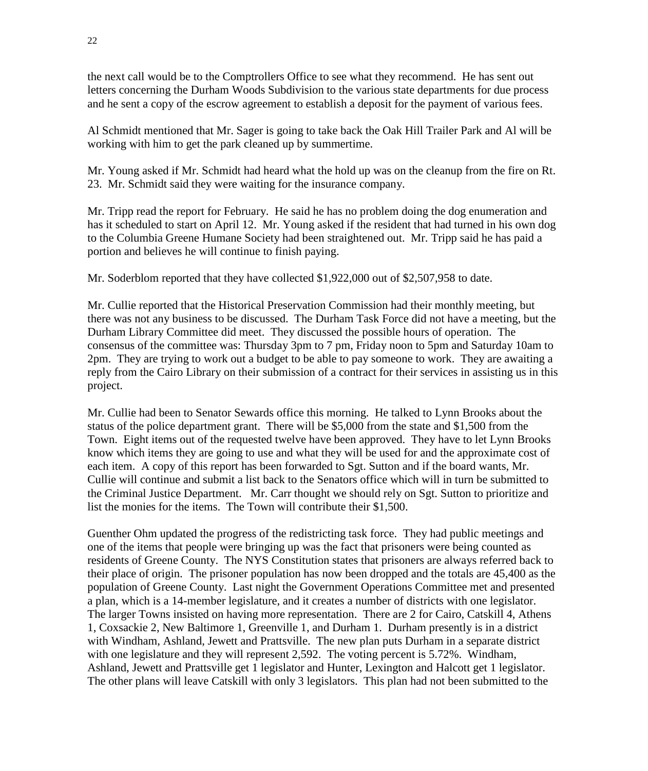the next call would be to the Comptrollers Office to see what they recommend. He has sent out letters concerning the Durham Woods Subdivision to the various state departments for due process and he sent a copy of the escrow agreement to establish a deposit for the payment of various fees.

Al Schmidt mentioned that Mr. Sager is going to take back the Oak Hill Trailer Park and Al will be working with him to get the park cleaned up by summertime.

Mr. Young asked if Mr. Schmidt had heard what the hold up was on the cleanup from the fire on Rt. 23. Mr. Schmidt said they were waiting for the insurance company.

Mr. Tripp read the report for February. He said he has no problem doing the dog enumeration and has it scheduled to start on April 12. Mr. Young asked if the resident that had turned in his own dog to the Columbia Greene Humane Society had been straightened out. Mr. Tripp said he has paid a portion and believes he will continue to finish paying.

Mr. Soderblom reported that they have collected $1,922,000 out of $2,507,958 to date.

Mr. Cullie reported that the Historical Preservation Commission had their monthly meeting, but there was not any business to be discussed. The Durham Task Force did not have a meeting, but the Durham Library Committee did meet. They discussed the possible hours of operation. The consensus of the committee was: Thursday 3pm to 7 pm, Friday noon to 5pm and Saturday 10am to 2pm. They are trying to work out a budget to be able to pay someone to work. They are awaiting a reply from the Cairo Library on their submission of a contract for their services in assisting us in this project.

Mr. Cullie had been to Senator Sewards office this morning. He talked to Lynn Brooks about the status of the police department grant. There will be $5,000 from the state and $1,500 from the Town. Eight items out of the requested twelve have been approved. They have to let Lynn Brooks know which items they are going to use and what they will be used for and the approximate cost of each item. A copy of this report has been forwarded to Sgt. Sutton and if the board wants, Mr. Cullie will continue and submit a list back to the Senators office which will in turn be submitted to the Criminal Justice Department. Mr. Carr thought we should rely on Sgt. Sutton to prioritize and list the monies for the items. The Town will contribute their $1,500.

Guenther Ohm updated the progress of the redistricting task force. They had public meetings and one of the items that people were bringing up was the fact that prisoners were being counted as residents of Greene County. The NYS Constitution states that prisoners are always referred back to their place of origin. The prisoner population has now been dropped and the totals are 45,400 as the population of Greene County. Last night the Government Operations Committee met and presented a plan, which is a 14-member legislature, and it creates a number of districts with one legislator. The larger Towns insisted on having more representation. There are 2 for Cairo, Catskill 4, Athens 1, Coxsackie 2, New Baltimore 1, Greenville 1, and Durham 1. Durham presently is in a district with Windham, Ashland, Jewett and Prattsville. The new plan puts Durham in a separate district with one legislature and they will represent 2,592. The voting percent is 5.72%. Windham, Ashland, Jewett and Prattsville get 1 legislator and Hunter, Lexington and Halcott get 1 legislator. The other plans will leave Catskill with only 3 legislators. This plan had not been submitted to the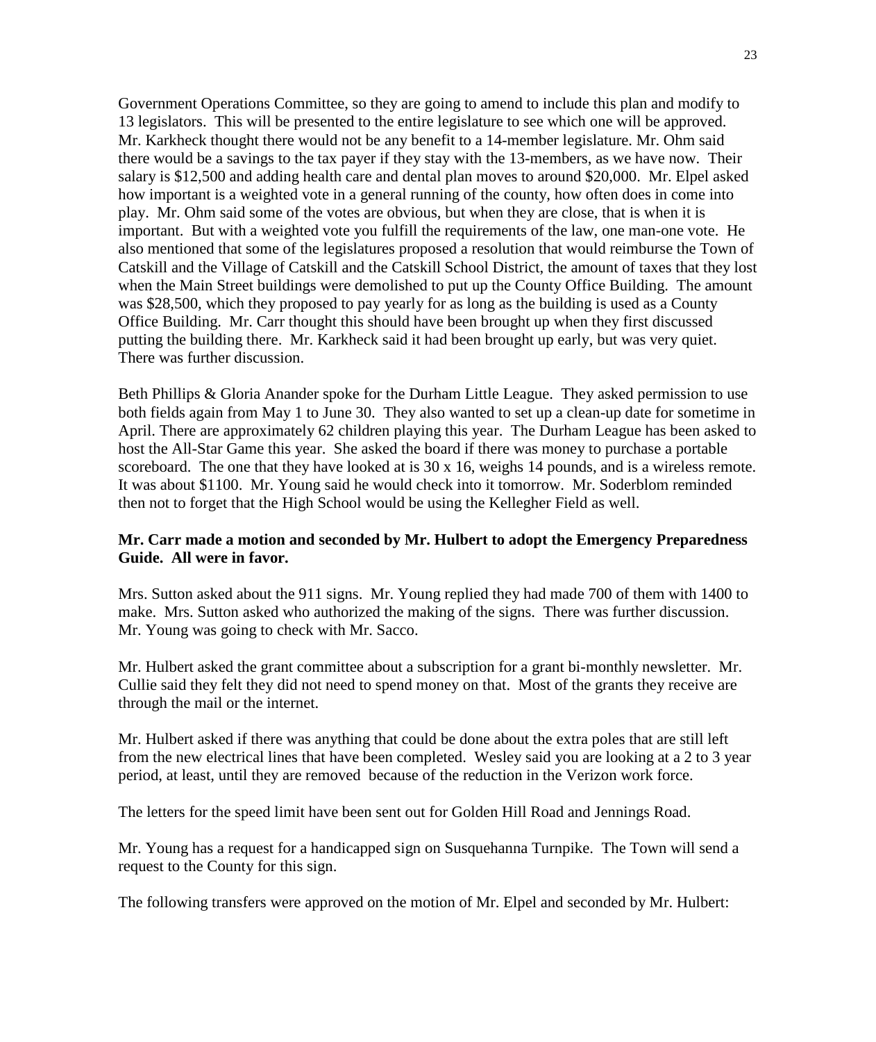Government Operations Committee, so they are going to amend to include this plan and modify to 13 legislators. This will be presented to the entire legislature to see which one will be approved. Mr. Karkheck thought there would not be any benefit to a 14-member legislature. Mr. Ohm said there would be a savings to the tax payer if they stay with the 13-members, as we have now. Their salary is $12,500 and adding health care and dental plan moves to around $20,000. Mr. Elpel asked how important is a weighted vote in a general running of the county, how often does in come into play. Mr. Ohm said some of the votes are obvious, but when they are close, that is when it is important. But with a weighted vote you fulfill the requirements of the law, one man-one vote. He also mentioned that some of the legislatures proposed a resolution that would reimburse the Town of Catskill and the Village of Catskill and the Catskill School District, the amount of taxes that they lost when the Main Street buildings were demolished to put up the County Office Building. The amount was $28,500, which they proposed to pay yearly for as long as the building is used as a County Office Building. Mr. Carr thought this should have been brought up when they first discussed putting the building there. Mr. Karkheck said it had been brought up early, but was very quiet. There was further discussion.

Beth Phillips & Gloria Anander spoke for the Durham Little League. They asked permission to use both fields again from May 1 to June 30. They also wanted to set up a clean-up date for sometime in April. There are approximately 62 children playing this year. The Durham League has been asked to host the All-Star Game this year. She asked the board if there was money to purchase a portable scoreboard. The one that they have looked at is 30 x 16, weighs 14 pounds, and is a wireless remote. It was about $1100. Mr. Young said he would check into it tomorrow. Mr. Soderblom reminded then not to forget that the High School would be using the Kellegher Field as well.

**Mr. Carr made a motion and seconded by Mr. Hulbert to adopt the Emergency Preparedness Guide. All were in favor.**

Mrs. Sutton asked about the 911 signs. Mr. Young replied they had made 700 of them with 1400 to make. Mrs. Sutton asked who authorized the making of the signs. There was further discussion. Mr. Young was going to check with Mr. Sacco.

Mr. Hulbert asked the grant committee about a subscription for a grant bi-monthly newsletter. Mr. Cullie said they felt they did not need to spend money on that. Most of the grants they receive are through the mail or the internet.

Mr. Hulbert asked if there was anything that could be done about the extra poles that are still left from the new electrical lines that have been completed. Wesley said you are looking at a 2 to 3 year period, at least, until they are removed because of the reduction in the Verizon work force.

The letters for the speed limit have been sent out for Golden Hill Road and Jennings Road.

Mr. Young has a request for a handicapped sign on Susquehanna Turnpike. The Town will send a request to the County for this sign.

The following transfers were approved on the motion of Mr. Elpel and seconded by Mr. Hulbert: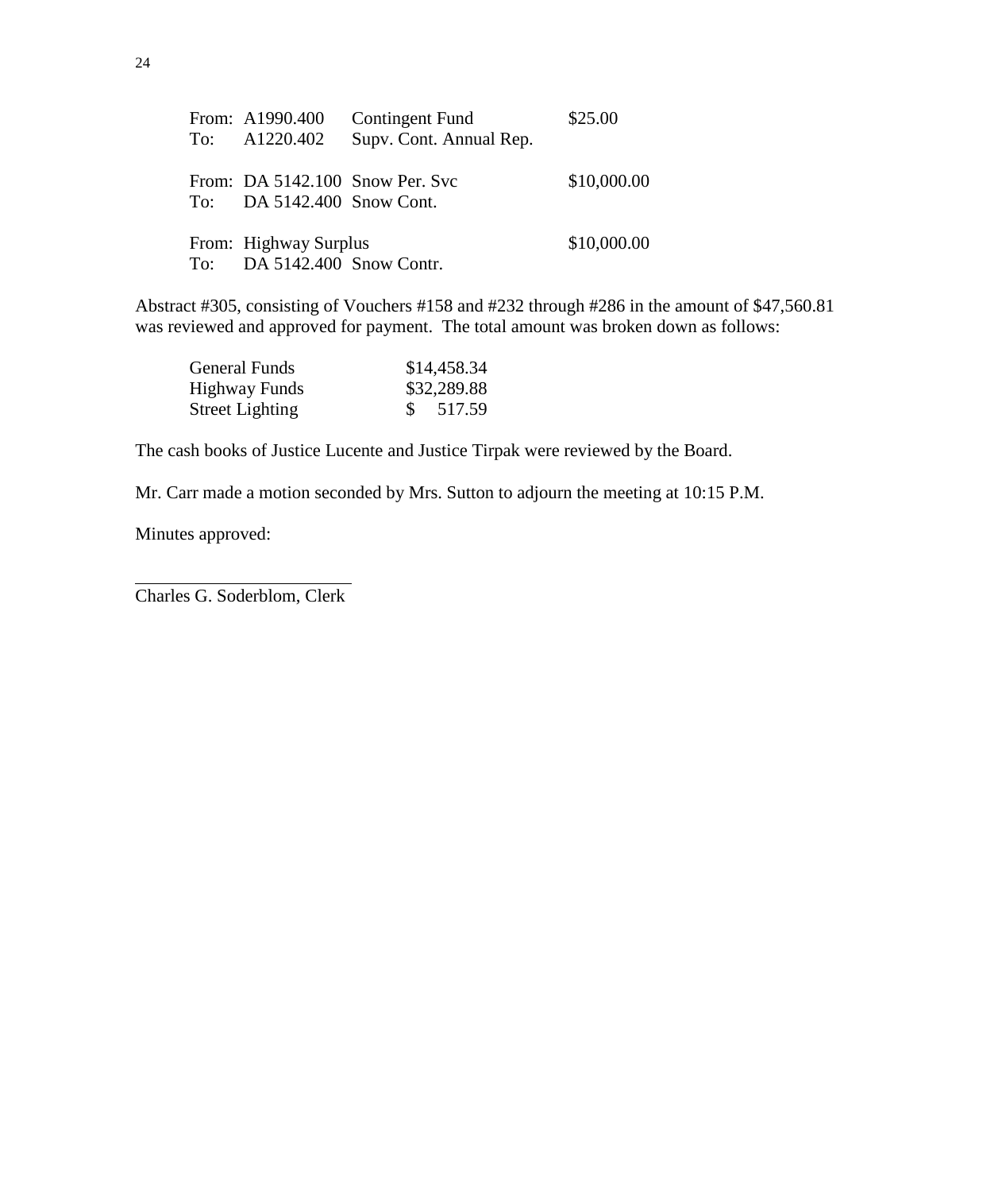| | | | |
|---|---|---|---|
| From: | A1990.400 | Contingent Fund | $25.00 |
| To: | A1220.402 | Supv. Cont. Annual Rep. | |
| From: | DA 5142.100 | Snow Per. Svc | $10,000.00 |
| To: | DA 5142.400 | Snow Cont. | |
| From: | Highway Surplus | | $10,000.00 |
| To: | DA 5142.400 | Snow Contr. | |

Abstract #305, consisting of Vouchers #158 and #232 through #286 in the amount of $47,560.81 was reviewed and approved for payment. The total amount was broken down as follows:

| | |
|---|---|
| General Funds | $14,458.34 |
| Highway Funds | $32,289.88 |
| Street Lighting | $ 517.59 |

The cash books of Justice Lucente and Justice Tirpak were reviewed by the Board.

Mr. Carr made a motion seconded by Mrs. Sutton to adjourn the meeting at 10:15 P.M.

Minutes approved:

_________________________
Charles G. Soderblom, Clerk